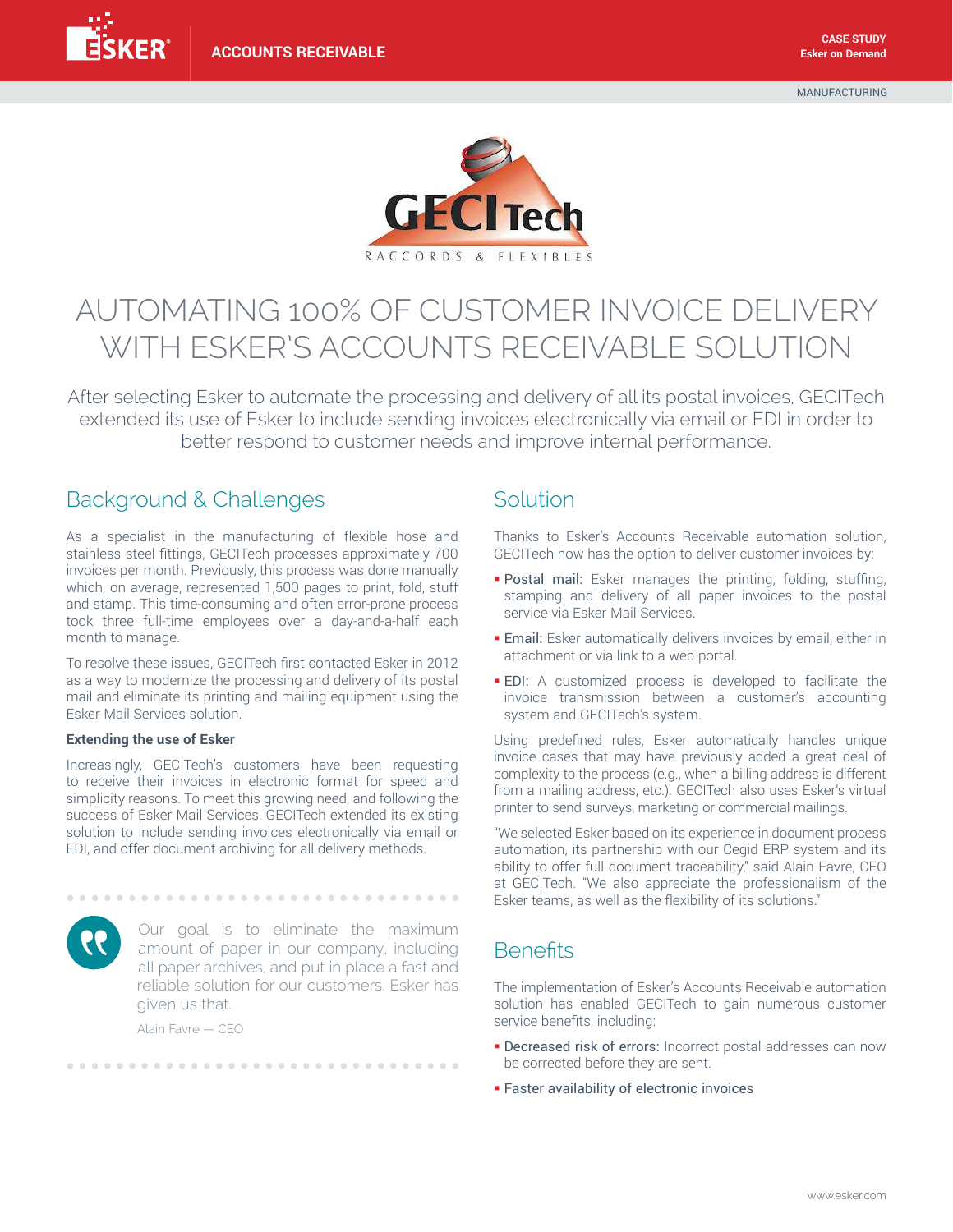ACCOUNTS RECEIVABLE

CASE STUDY
Esker on Demand

MANUFACTURING

# AUTOMATING 100% OF CUSTOMER INVOICE DELIVERY WITH ESKER'S ACCOUNTS RECEIVABLE SOLUTION

After selecting Esker to automate the processing and delivery of all its postal invoices, GECITech extended its use of Esker to include sending invoices electronically via email or EDI in order to better respond to customer needs and improve internal performance.

## Background & Challenges

As a specialist in the manufacturing of flexible hose and stainless steel fittings, GECITech processes approximately 700 invoices per month. Previously, this process was done manually which, on average, represented 1,500 pages to print, fold, stuff and stamp. This time-consuming and often error-prone process took three full-time employees over a day-and-a-half each month to manage.

To resolve these issues, GECITech first contacted Esker in 2012 as a way to modernize the processing and delivery of its postal mail and eliminate its printing and mailing equipment using the Esker Mail Services solution.

### Extending the use of Esker

Increasingly, GECITech's customers have been requesting to receive their invoices in electronic format for speed and simplicity reasons. To meet this growing need, and following the success of Esker Mail Services, GECITech extended its existing solution to include sending invoices electronically via email or EDI, and offer document archiving for all delivery methods.

> Our goal is to eliminate the maximum amount of paper in our company, including all paper archives, and put in place a fast and reliable solution for our customers. Esker has given us that.
>
> Alain Favre — CEO

## Solution

Thanks to Esker's Accounts Receivable automation solution, GECITech now has the option to deliver customer invoices by:

- **Postal mail:** Esker manages the printing, folding, stuffing, stamping and delivery of all paper invoices to the postal service via Esker Mail Services.
- **Email:** Esker automatically delivers invoices by email, either in attachment or via link to a web portal.
- **EDI:** A customized process is developed to facilitate the invoice transmission between a customer's accounting system and GECITech's system.

Using predefined rules, Esker automatically handles unique invoice cases that may have previously added a great deal of complexity to the process (e.g., when a billing address is different from a mailing address, etc.). GECITech also uses Esker's virtual printer to send surveys, marketing or commercial mailings.

"We selected Esker based on its experience in document process automation, its partnership with our Cegid ERP system and its ability to offer full document traceability," said Alain Favre, CEO at GECITech. "We also appreciate the professionalism of the Esker teams, as well as the flexibility of its solutions."

## Benefits

The implementation of Esker's Accounts Receivable automation solution has enabled GECITech to gain numerous customer service benefits, including:

- **Decreased risk of errors:** Incorrect postal addresses can now be corrected before they are sent.
- **Faster availability of electronic invoices**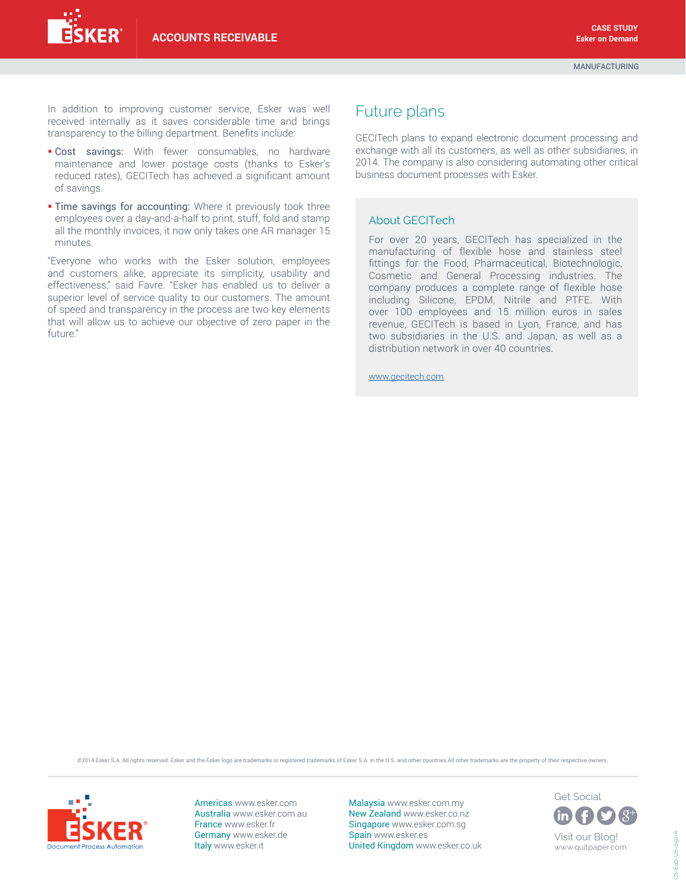In addition to improving customer service, Esker was well received internally as it saves considerable time and brings transparency to the billing department. Benefits include:

- Cost savings: With fewer consumables, no hardware maintenance and lower postage costs (thanks to Esker's reduced rates), GECITech has achieved a significant amount of savings.
- Time savings for accounting: Where it previously took three employees over a day-and-a-half to print, stuff, fold and stamp all the monthly invoices, it now only takes one AR manager 15 minutes.

"Everyone who works with the Esker solution, employees and customers alike, appreciate its simplicity, usability and effectiveness," said Favre. "Esker has enabled us to deliver a superior level of service quality to our customers. The amount of speed and transparency in the process are two key elements that will allow us to achieve our objective of zero paper in the future."

## Future plans

GECITech plans to expand electronic document processing and exchange with all its customers, as well as other subsidiaries, in 2014. The company is also considering automating other critical business document processes with Esker.

### About GECITech

For over 20 years, GECITech has specialized in the manufacturing of flexible hose and stainless steel fittings for the Food, Pharmaceutical, Biotechnologic, Cosmetic and General Processing industries. The company produces a complete range of flexible hose including Silicone, EPDM, Nitrile and PTFE. With over 100 employees and 15 million euros in sales revenue, GECITech is based in Lyon, France, and has two subsidiaries in the U.S. and Japan, as well as a distribution network in over 40 countries.

www.gecitech.com

©2014 Esker S.A. All rights reserved. Esker and the Esker logo are trademarks or registered trademarks of Esker S.A. in the U.S. and other countries.All other trademarks are the property of their respective owners.

ESKER Document Process Automation

Americas www.esker.com
Australia www.esker.com.au
France www.esker.fr
Germany www.esker.de
Italy www.esker.it

Malaysia www.esker.com.my
New Zealand www.esker.co.nz
Singapore www.esker.com.sg
Spain www.esker.es
United Kingdom www.esker.co.uk

Get Social

Visit our Blog!
www.quitpaper.com

CS-EoD-US-050-A